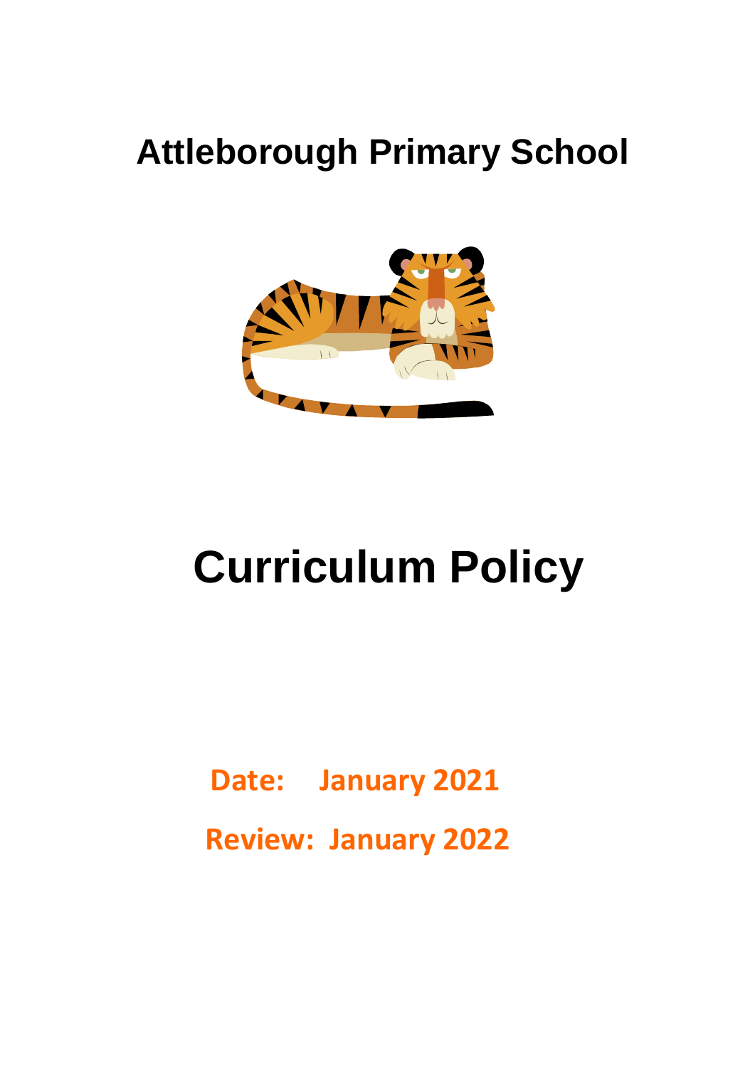# Attleborough Primary School

# Curriculum Policy

**Date: January 2021**

**Review: January 2022**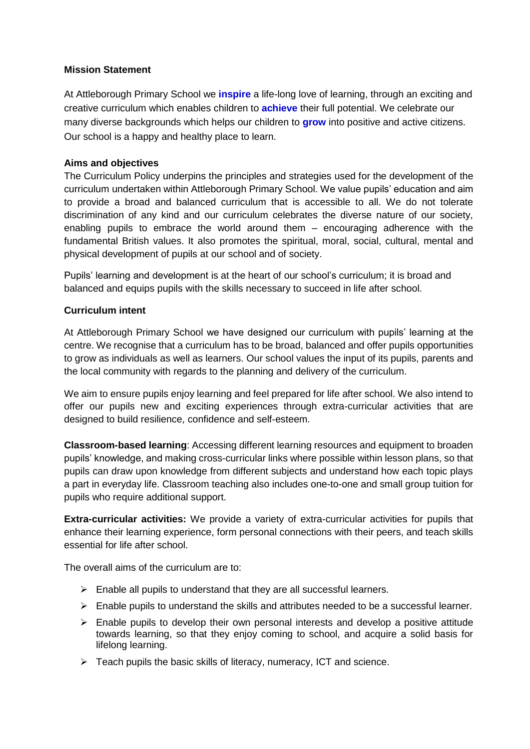**Mission Statement**

At Attleborough Primary School we **inspire** a life-long love of learning, through an exciting and creative curriculum which enables children to **achieve** their full potential. We celebrate our many diverse backgrounds which helps our children to **grow** into positive and active citizens. Our school is a happy and healthy place to learn.

**Aims and objectives**

The Curriculum Policy underpins the principles and strategies used for the development of the curriculum undertaken within Attleborough Primary School. We value pupils' education and aim to provide a broad and balanced curriculum that is accessible to all. We do not tolerate discrimination of any kind and our curriculum celebrates the diverse nature of our society, enabling pupils to embrace the world around them – encouraging adherence with the fundamental British values. It also promotes the spiritual, moral, social, cultural, mental and physical development of pupils at our school and of society.

Pupils' learning and development is at the heart of our school's curriculum; it is broad and balanced and equips pupils with the skills necessary to succeed in life after school.

**Curriculum intent**

At Attleborough Primary School we have designed our curriculum with pupils' learning at the centre. We recognise that a curriculum has to be broad, balanced and offer pupils opportunities to grow as individuals as well as learners. Our school values the input of its pupils, parents and the local community with regards to the planning and delivery of the curriculum.

We aim to ensure pupils enjoy learning and feel prepared for life after school. We also intend to offer our pupils new and exciting experiences through extra-curricular activities that are designed to build resilience, confidence and self-esteem.

**Classroom-based learning**: Accessing different learning resources and equipment to broaden pupils' knowledge, and making cross-curricular links where possible within lesson plans, so that pupils can draw upon knowledge from different subjects and understand how each topic plays a part in everyday life. Classroom teaching also includes one-to-one and small group tuition for pupils who require additional support.

**Extra-curricular activities:** We provide a variety of extra-curricular activities for pupils that enhance their learning experience, form personal connections with their peers, and teach skills essential for life after school.

The overall aims of the curriculum are to:

- Enable all pupils to understand that they are all successful learners.
- Enable pupils to understand the skills and attributes needed to be a successful learner.
- Enable pupils to develop their own personal interests and develop a positive attitude towards learning, so that they enjoy coming to school, and acquire a solid basis for lifelong learning.
- Teach pupils the basic skills of literacy, numeracy, ICT and science.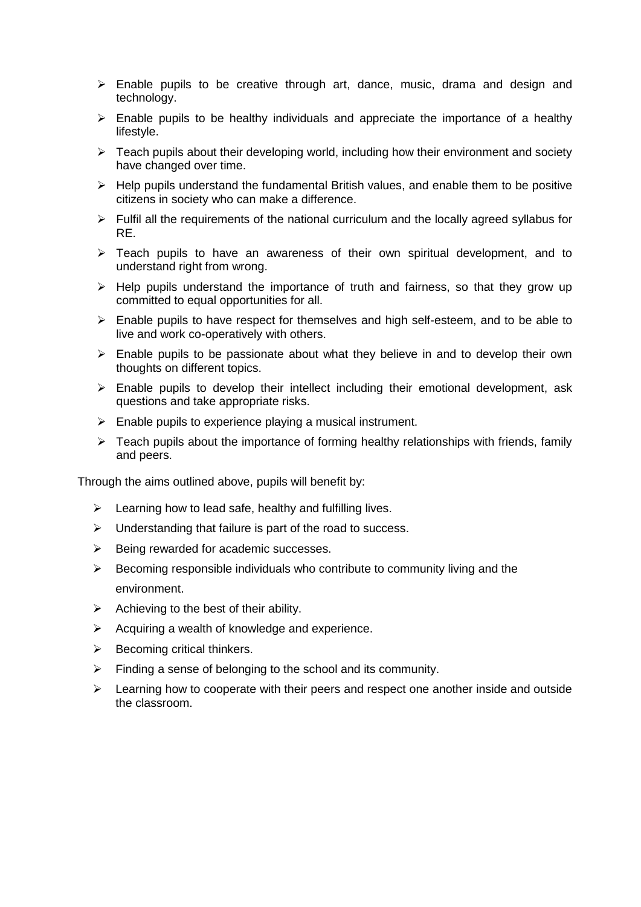- Enable pupils to be creative through art, dance, music, drama and design and technology.
- Enable pupils to be healthy individuals and appreciate the importance of a healthy lifestyle.
- Teach pupils about their developing world, including how their environment and society have changed over time.
- Help pupils understand the fundamental British values, and enable them to be positive citizens in society who can make a difference.
- Fulfil all the requirements of the national curriculum and the locally agreed syllabus for RE.
- Teach pupils to have an awareness of their own spiritual development, and to understand right from wrong.
- Help pupils understand the importance of truth and fairness, so that they grow up committed to equal opportunities for all.
- Enable pupils to have respect for themselves and high self-esteem, and to be able to live and work co-operatively with others.
- Enable pupils to be passionate about what they believe in and to develop their own thoughts on different topics.
- Enable pupils to develop their intellect including their emotional development, ask questions and take appropriate risks.
- Enable pupils to experience playing a musical instrument.
- Teach pupils about the importance of forming healthy relationships with friends, family and peers.

Through the aims outlined above, pupils will benefit by:

- Learning how to lead safe, healthy and fulfilling lives.
- Understanding that failure is part of the road to success.
- Being rewarded for academic successes.
- Becoming responsible individuals who contribute to community living and the environment.
- Achieving to the best of their ability.
- Acquiring a wealth of knowledge and experience.
- Becoming critical thinkers.
- Finding a sense of belonging to the school and its community.
- Learning how to cooperate with their peers and respect one another inside and outside the classroom.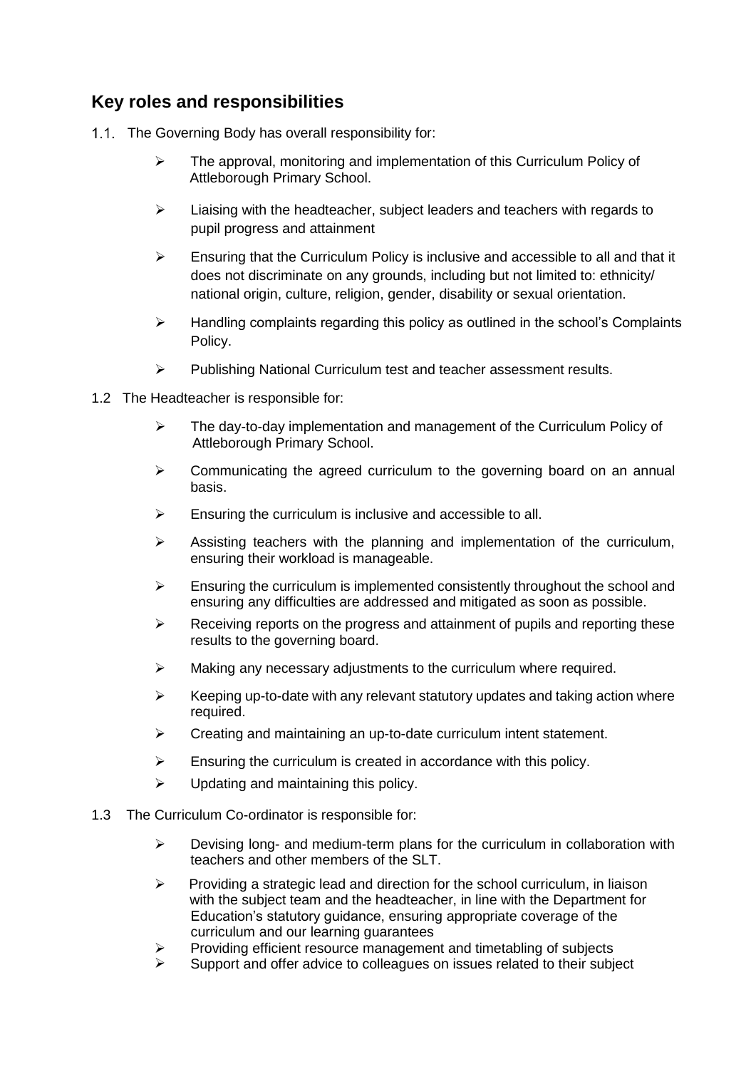## Key roles and responsibilities

1.1. The Governing Body has overall responsibility for:

- The approval, monitoring and implementation of this Curriculum Policy of Attleborough Primary School.
- Liaising with the headteacher, subject leaders and teachers with regards to pupil progress and attainment
- Ensuring that the Curriculum Policy is inclusive and accessible to all and that it does not discriminate on any grounds, including but not limited to: ethnicity/ national origin, culture, religion, gender, disability or sexual orientation.
- Handling complaints regarding this policy as outlined in the school's Complaints Policy.
- Publishing National Curriculum test and teacher assessment results.

1.2 The Headteacher is responsible for:

- The day-to-day implementation and management of the Curriculum Policy of Attleborough Primary School.
- Communicating the agreed curriculum to the governing board on an annual basis.
- Ensuring the curriculum is inclusive and accessible to all.
- Assisting teachers with the planning and implementation of the curriculum, ensuring their workload is manageable.
- Ensuring the curriculum is implemented consistently throughout the school and ensuring any difficulties are addressed and mitigated as soon as possible.
- Receiving reports on the progress and attainment of pupils and reporting these results to the governing board.
- Making any necessary adjustments to the curriculum where required.
- Keeping up-to-date with any relevant statutory updates and taking action where required.
- Creating and maintaining an up-to-date curriculum intent statement.
- Ensuring the curriculum is created in accordance with this policy.
- Updating and maintaining this policy.

1.3 The Curriculum Co-ordinator is responsible for:

- Devising long- and medium-term plans for the curriculum in collaboration with teachers and other members of the SLT.
- Providing a strategic lead and direction for the school curriculum, in liaison with the subject team and the headteacher, in line with the Department for Education's statutory guidance, ensuring appropriate coverage of the curriculum and our learning guarantees
- Providing efficient resource management and timetabling of subjects
- Support and offer advice to colleagues on issues related to their subject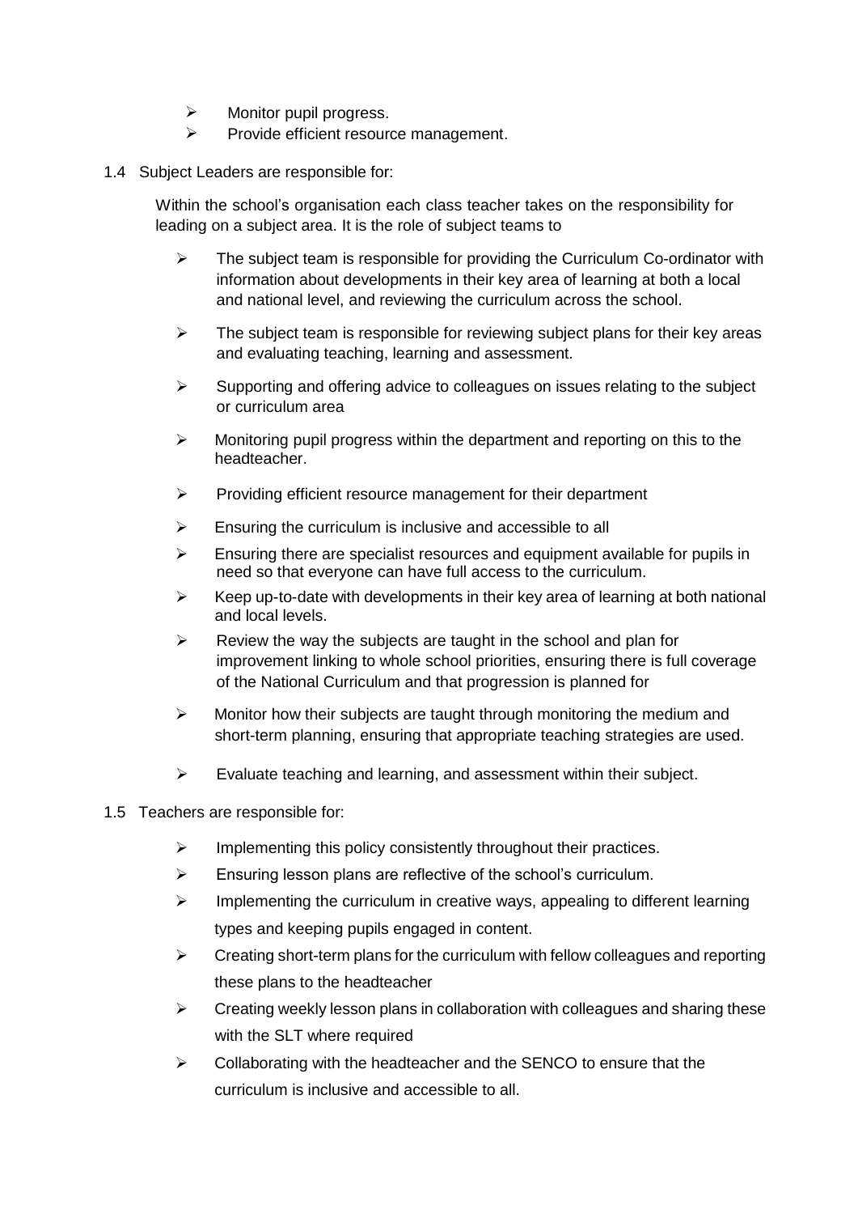- Monitor pupil progress.
- Provide efficient resource management.

1.4 Subject Leaders are responsible for:

Within the school's organisation each class teacher takes on the responsibility for leading on a subject area. It is the role of subject teams to

- The subject team is responsible for providing the Curriculum Co-ordinator with information about developments in their key area of learning at both a local and national level, and reviewing the curriculum across the school.
- The subject team is responsible for reviewing subject plans for their key areas and evaluating teaching, learning and assessment.
- Supporting and offering advice to colleagues on issues relating to the subject or curriculum area
- Monitoring pupil progress within the department and reporting on this to the headteacher.
- Providing efficient resource management for their department
- Ensuring the curriculum is inclusive and accessible to all
- Ensuring there are specialist resources and equipment available for pupils in need so that everyone can have full access to the curriculum.
- Keep up-to-date with developments in their key area of learning at both national and local levels.
- Review the way the subjects are taught in the school and plan for improvement linking to whole school priorities, ensuring there is full coverage of the National Curriculum and that progression is planned for
- Monitor how their subjects are taught through monitoring the medium and short-term planning, ensuring that appropriate teaching strategies are used.
- Evaluate teaching and learning, and assessment within their subject.

1.5 Teachers are responsible for:

- Implementing this policy consistently throughout their practices.
- Ensuring lesson plans are reflective of the school's curriculum.
- Implementing the curriculum in creative ways, appealing to different learning types and keeping pupils engaged in content.
- Creating short-term plans for the curriculum with fellow colleagues and reporting these plans to the headteacher
- Creating weekly lesson plans in collaboration with colleagues and sharing these with the SLT where required
- Collaborating with the headteacher and the SENCO to ensure that the curriculum is inclusive and accessible to all.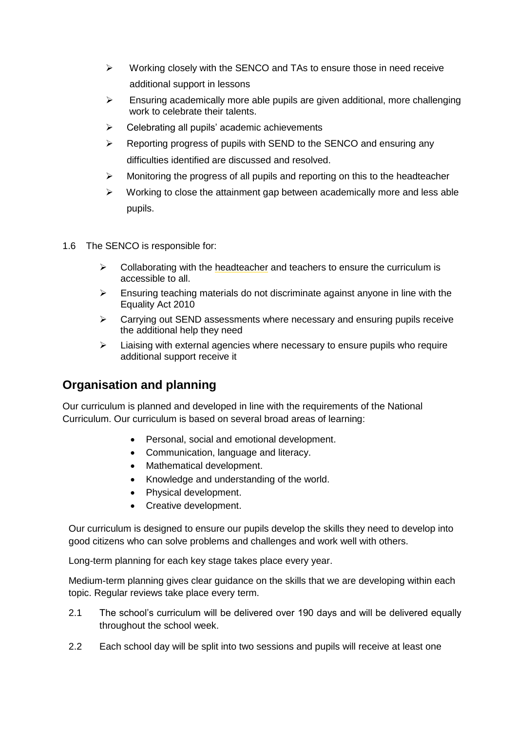- Working closely with the SENCO and TAs to ensure those in need receive additional support in lessons
- Ensuring academically more able pupils are given additional, more challenging work to celebrate their talents.
- Celebrating all pupils' academic achievements
- Reporting progress of pupils with SEND to the SENCO and ensuring any difficulties identified are discussed and resolved.
- Monitoring the progress of all pupils and reporting on this to the headteacher
- Working to close the attainment gap between academically more and less able pupils.

1.6 The SENCO is responsible for:

- Collaborating with the headteacher and teachers to ensure the curriculum is accessible to all.
- Ensuring teaching materials do not discriminate against anyone in line with the Equality Act 2010
- Carrying out SEND assessments where necessary and ensuring pupils receive the additional help they need
- Liaising with external agencies where necessary to ensure pupils who require additional support receive it

## Organisation and planning

Our curriculum is planned and developed in line with the requirements of the National Curriculum. Our curriculum is based on several broad areas of learning:

- Personal, social and emotional development.
- Communication, language and literacy.
- Mathematical development.
- Knowledge and understanding of the world.
- Physical development.
- Creative development.

Our curriculum is designed to ensure our pupils develop the skills they need to develop into good citizens who can solve problems and challenges and work well with others.

Long-term planning for each key stage takes place every year.

Medium-term planning gives clear guidance on the skills that we are developing within each topic. Regular reviews take place every term.

2.1 The school's curriculum will be delivered over 190 days and will be delivered equally throughout the school week.

2.2 Each school day will be split into two sessions and pupils will receive at least one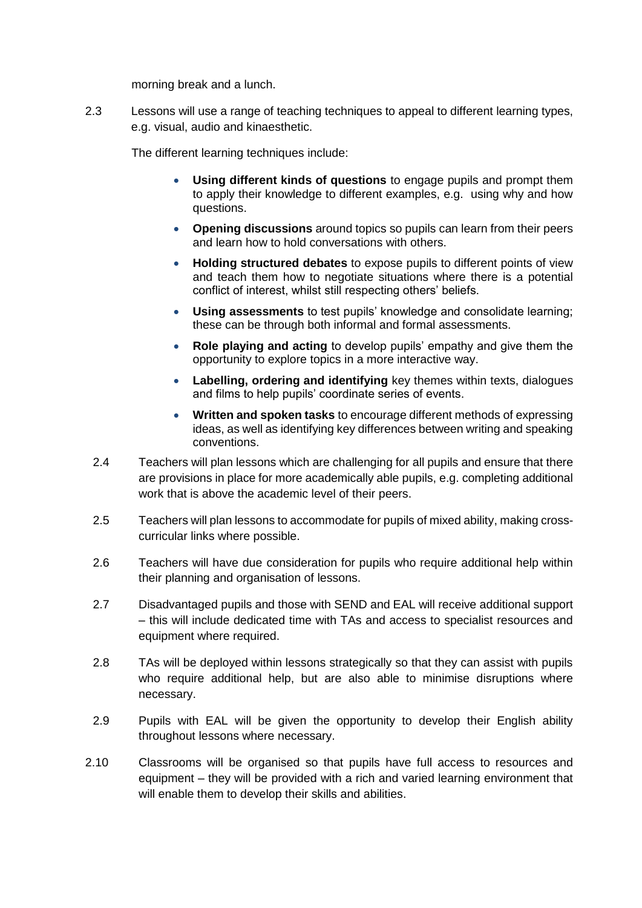morning break and a lunch.

2.3 Lessons will use a range of teaching techniques to appeal to different learning types, e.g. visual, audio and kinaesthetic.

The different learning techniques include:

- **Using different kinds of questions** to engage pupils and prompt them to apply their knowledge to different examples, e.g. using why and how questions.
- **Opening discussions** around topics so pupils can learn from their peers and learn how to hold conversations with others.
- **Holding structured debates** to expose pupils to different points of view and teach them how to negotiate situations where there is a potential conflict of interest, whilst still respecting others' beliefs.
- **Using assessments** to test pupils' knowledge and consolidate learning; these can be through both informal and formal assessments.
- **Role playing and acting** to develop pupils' empathy and give them the opportunity to explore topics in a more interactive way.
- **Labelling, ordering and identifying** key themes within texts, dialogues and films to help pupils' coordinate series of events.
- **Written and spoken tasks** to encourage different methods of expressing ideas, as well as identifying key differences between writing and speaking conventions.

2.4 Teachers will plan lessons which are challenging for all pupils and ensure that there are provisions in place for more academically able pupils, e.g. completing additional work that is above the academic level of their peers.

2.5 Teachers will plan lessons to accommodate for pupils of mixed ability, making cross-curricular links where possible.

2.6 Teachers will have due consideration for pupils who require additional help within their planning and organisation of lessons.

2.7 Disadvantaged pupils and those with SEND and EAL will receive additional support – this will include dedicated time with TAs and access to specialist resources and equipment where required.

2.8 TAs will be deployed within lessons strategically so that they can assist with pupils who require additional help, but are also able to minimise disruptions where necessary.

2.9 Pupils with EAL will be given the opportunity to develop their English ability throughout lessons where necessary.

2.10 Classrooms will be organised so that pupils have full access to resources and equipment – they will be provided with a rich and varied learning environment that will enable them to develop their skills and abilities.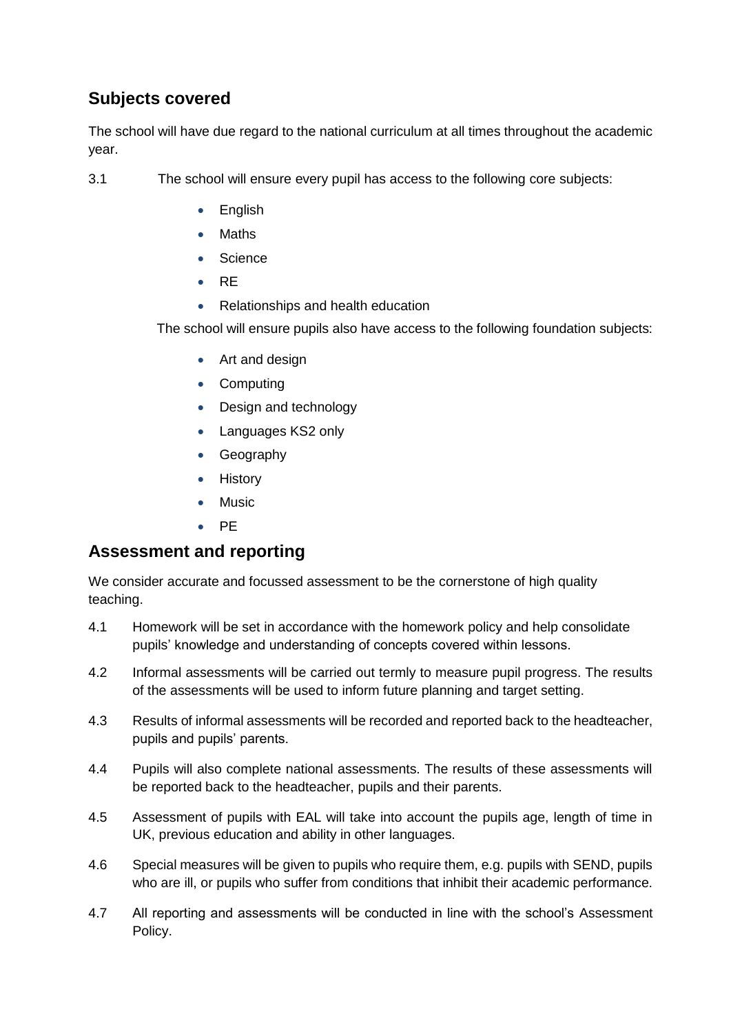## Subjects covered

The school will have due regard to the national curriculum at all times throughout the academic year.

3.1 The school will ensure every pupil has access to the following core subjects:

- English
- Maths
- Science
- RE
- Relationships and health education

The school will ensure pupils also have access to the following foundation subjects:

- Art and design
- Computing
- Design and technology
- Languages KS2 only
- Geography
- History
- Music
- PE

## Assessment and reporting

We consider accurate and focussed assessment to be the cornerstone of high quality teaching.

4.1 Homework will be set in accordance with the homework policy and help consolidate pupils' knowledge and understanding of concepts covered within lessons.

4.2 Informal assessments will be carried out termly to measure pupil progress. The results of the assessments will be used to inform future planning and target setting.

4.3 Results of informal assessments will be recorded and reported back to the headteacher, pupils and pupils' parents.

4.4 Pupils will also complete national assessments. The results of these assessments will be reported back to the headteacher, pupils and their parents.

4.5 Assessment of pupils with EAL will take into account the pupils age, length of time in UK, previous education and ability in other languages.

4.6 Special measures will be given to pupils who require them, e.g. pupils with SEND, pupils who are ill, or pupils who suffer from conditions that inhibit their academic performance.

4.7 All reporting and assessments will be conducted in line with the school's Assessment Policy.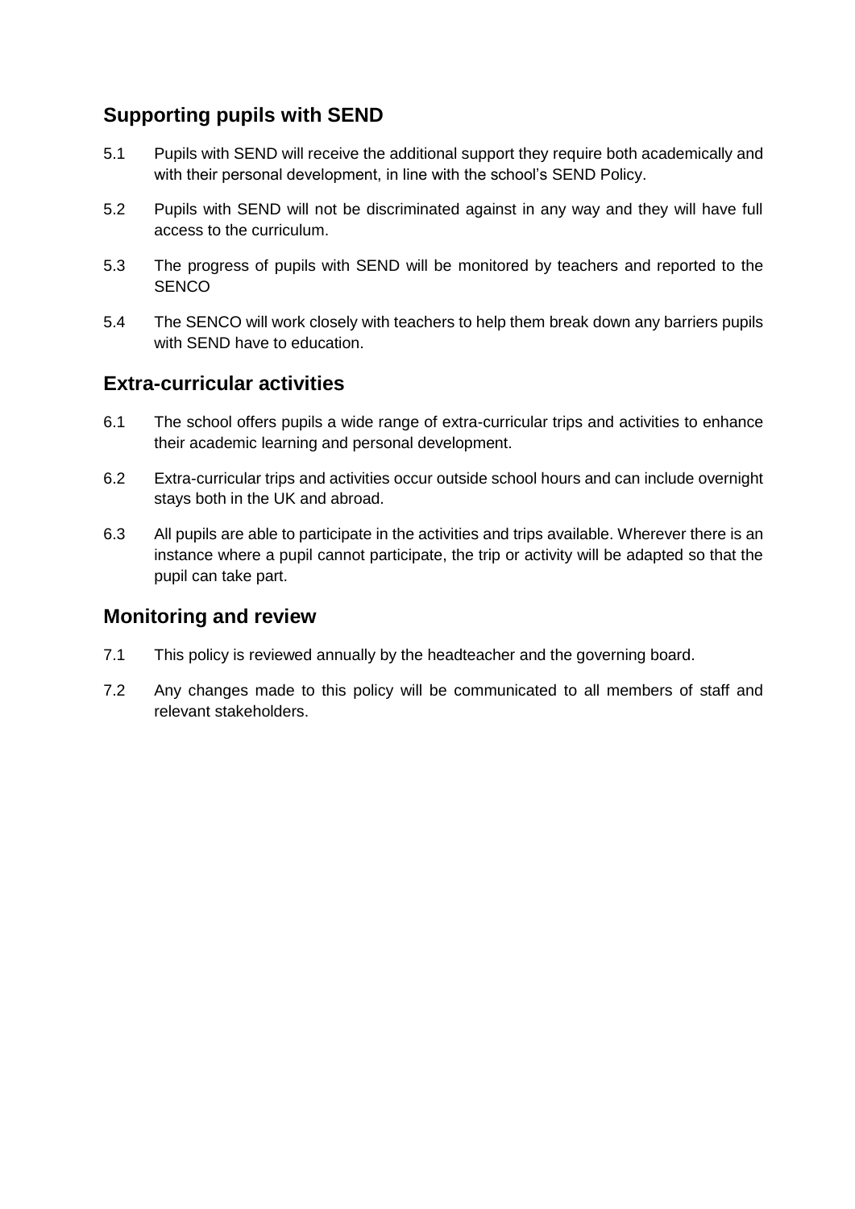## Supporting pupils with SEND

5.1 Pupils with SEND will receive the additional support they require both academically and with their personal development, in line with the school's SEND Policy.

5.2 Pupils with SEND will not be discriminated against in any way and they will have full access to the curriculum.

5.3 The progress of pupils with SEND will be monitored by teachers and reported to the SENCO

5.4 The SENCO will work closely with teachers to help them break down any barriers pupils with SEND have to education.

## Extra-curricular activities

6.1 The school offers pupils a wide range of extra-curricular trips and activities to enhance their academic learning and personal development.

6.2 Extra-curricular trips and activities occur outside school hours and can include overnight stays both in the UK and abroad.

6.3 All pupils are able to participate in the activities and trips available. Wherever there is an instance where a pupil cannot participate, the trip or activity will be adapted so that the pupil can take part.

## Monitoring and review

7.1 This policy is reviewed annually by the headteacher and the governing board.

7.2 Any changes made to this policy will be communicated to all members of staff and relevant stakeholders.